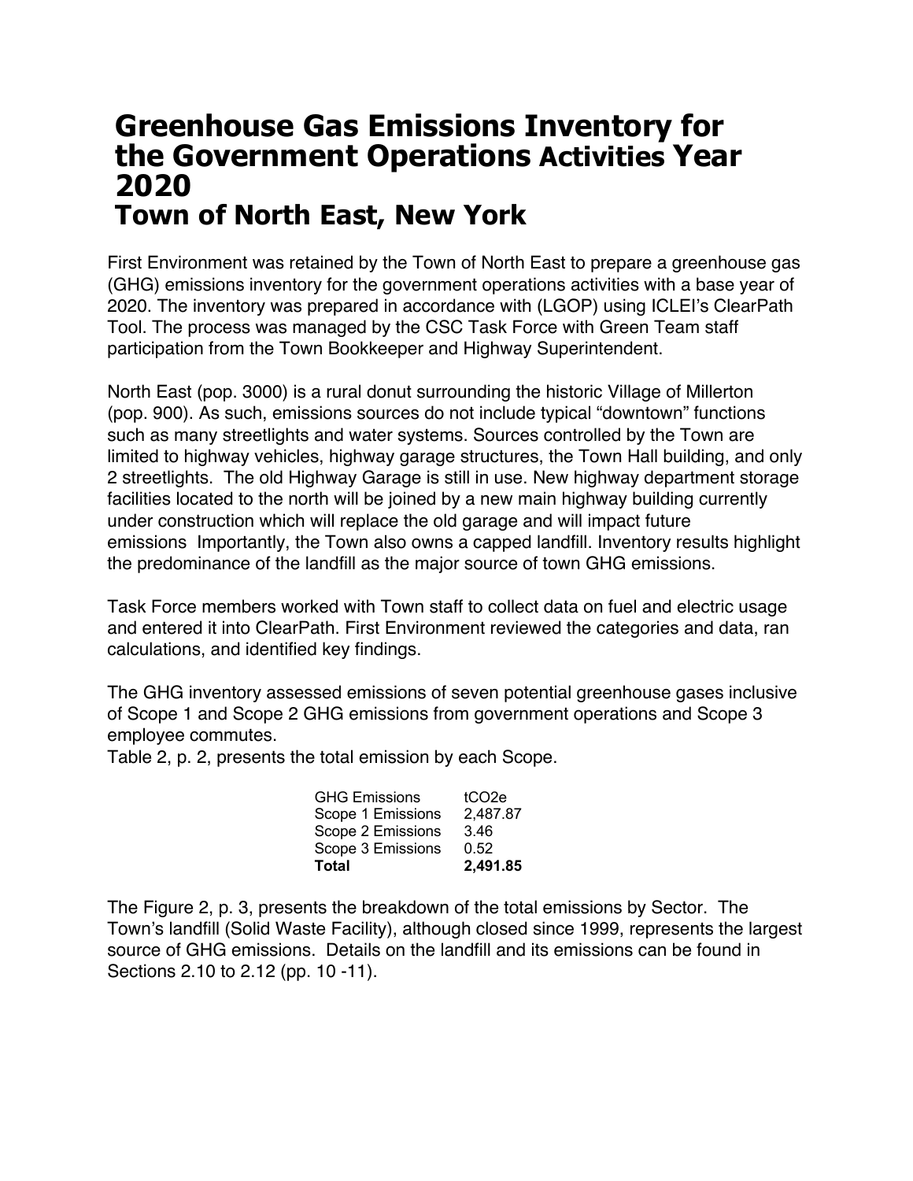# Greenhouse Gas Emissions Inventory for the Government Operations Activities Year 2020

## Town of North East, New York

First Environment was retained by the Town of North East to prepare a greenhouse gas (GHG) emissions inventory for the government operations activities with a base year of 2020. The inventory was prepared in accordance with (LGOP) using ICLEI's ClearPath Tool. The process was managed by the CSC Task Force with Green Team staff participation from the Town Bookkeeper and Highway Superintendent.

North East (pop. 3000) is a rural donut surrounding the historic Village of Millerton (pop. 900). As such, emissions sources do not include typical "downtown" functions such as many streetlights and water systems. Sources controlled by the Town are limited to highway vehicles, highway garage structures, the Town Hall building, and only 2 streetlights. The old Highway Garage is still in use. New highway department storage facilities located to the north will be joined by a new main highway building currently under construction which will replace the old garage and will impact future emissions Importantly, the Town also owns a capped landfill. Inventory results highlight the predominance of the landfill as the major source of town GHG emissions.

Task Force members worked with Town staff to collect data on fuel and electric usage and entered it into ClearPath. First Environment reviewed the categories and data, ran calculations, and identified key findings.

The GHG inventory assessed emissions of seven potential greenhouse gases inclusive of Scope 1 and Scope 2 GHG emissions from government operations and Scope 3 employee commutes.

Table 2, p. 2, presents the total emission by each Scope.

| GHG Emissions | $tCO_2e$ |
|---|---|
| Scope 1 Emissions | 2,487.87 |
| Scope 2 Emissions | 3.46 |
| Scope 3 Emissions | 0.52 |
| **Total** | **2,491.85** |

The Figure 2, p. 3, presents the breakdown of the total emissions by Sector. The Town's landfill (Solid Waste Facility), although closed since 1999, represents the largest source of GHG emissions. Details on the landfill and its emissions can be found in Sections 2.10 to 2.12 (pp. 10 -11).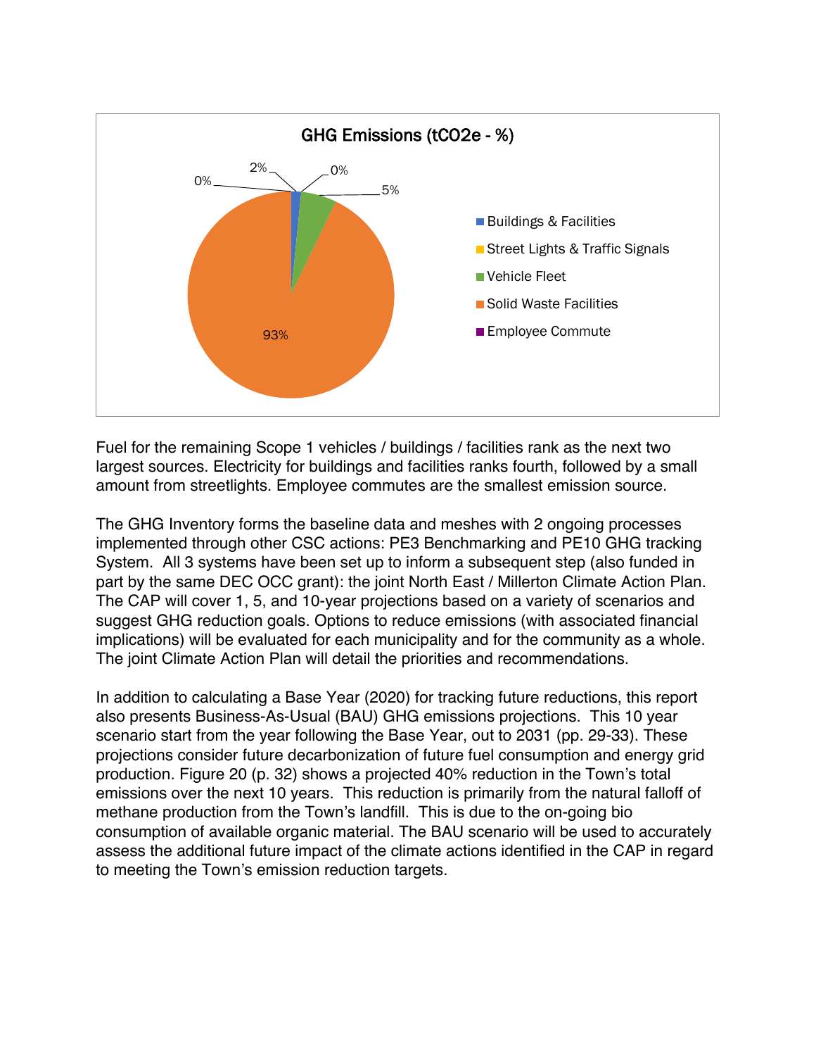GHG Emissions (tCO2e - %)

0%
2%
0%
5%
93%

Buildings & Facilities
Street Lights & Traffic Signals
Vehicle Fleet
Solid Waste Facilities
Employee Commute

Fuel for the remaining Scope 1 vehicles / buildings / facilities rank as the next two largest sources. Electricity for buildings and facilities ranks fourth, followed by a small amount from streetlights. Employee commutes are the smallest emission source.

The GHG Inventory forms the baseline data and meshes with 2 ongoing processes implemented through other CSC actions: PE3 Benchmarking and PE10 GHG tracking System. All 3 systems have been set up to inform a subsequent step (also funded in part by the same DEC OCC grant): the joint North East / Millerton Climate Action Plan. The CAP will cover 1, 5, and 10-year projections based on a variety of scenarios and suggest GHG reduction goals. Options to reduce emissions (with associated financial implications) will be evaluated for each municipality and for the community as a whole. The joint Climate Action Plan will detail the priorities and recommendations.

In addition to calculating a Base Year (2020) for tracking future reductions, this report also presents Business-As-Usual (BAU) GHG emissions projections. This 10 year scenario start from the year following the Base Year, out to 2031 (pp. 29-33). These projections consider future decarbonization of future fuel consumption and energy grid production. Figure 20 (p. 32) shows a projected 40% reduction in the Town's total emissions over the next 10 years. This reduction is primarily from the natural falloff of methane production from the Town's landfill. This is due to the on-going bio consumption of available organic material. The BAU scenario will be used to accurately assess the additional future impact of the climate actions identified in the CAP in regard to meeting the Town's emission reduction targets.